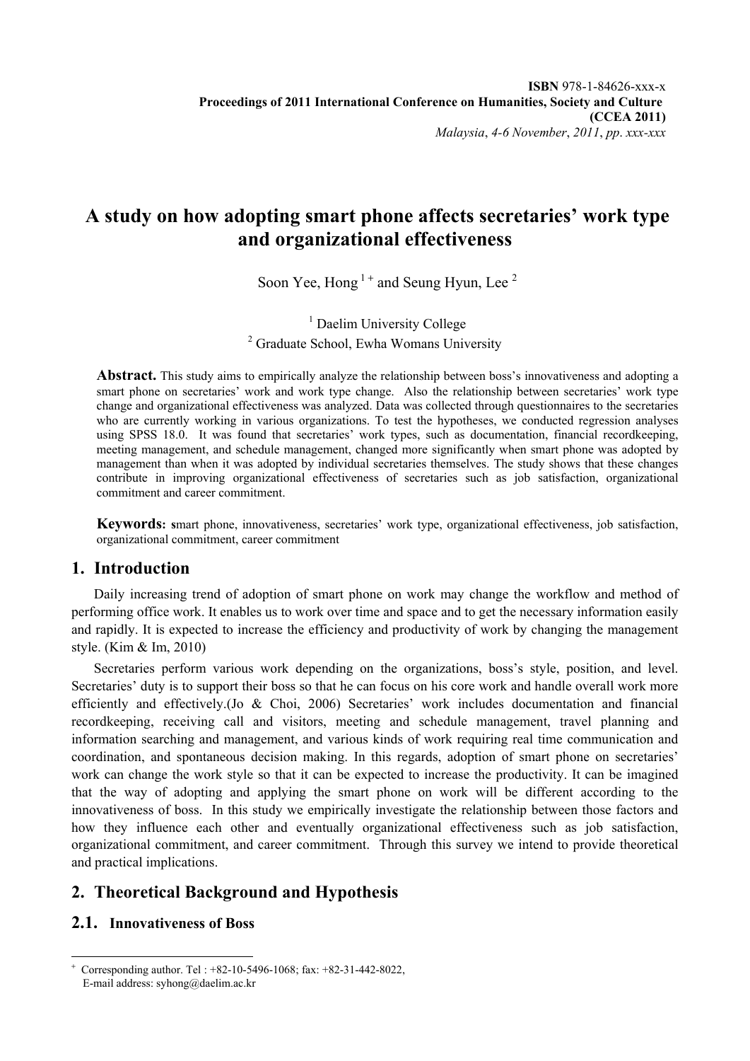# A study on how adopting smart phone affects secretaries' work type and organizational effectiveness

Soon Yee, Hong [1] + and Seung Hyun, Lee [2]

[1] Daelim University College

[2] Graduate School, Ewha Womans University

**Abstract.** This study aims to empirically analyze the relationship between boss's innovativeness and adopting a smart phone on secretaries' work and work type change. Also the relationship between secretaries' work type change and organizational effectiveness was analyzed. Data was collected through questionnaires to the secretaries who are currently working in various organizations. To test the hypotheses, we conducted regression analyses using SPSS 18.0. It was found that secretaries' work types, such as documentation, financial recordkeeping, meeting management, and schedule management, changed more significantly when smart phone was adopted by management than when it was adopted by individual secretaries themselves. The study shows that these changes contribute in improving organizational effectiveness of secretaries such as job satisfaction, organizational commitment and career commitment.

**Keywords: s**mart phone, innovativeness, secretaries' work type, organizational effectiveness, job satisfaction, organizational commitment, career commitment

## 1. Introduction

Daily increasing trend of adoption of smart phone on work may change the workflow and method of performing office work. It enables us to work over time and space and to get the necessary information easily and rapidly. It is expected to increase the efficiency and productivity of work by changing the management style. (Kim & Im, 2010)

Secretaries perform various work depending on the organizations, boss's style, position, and level. Secretaries' duty is to support their boss so that he can focus on his core work and handle overall work more efficiently and effectively.(Jo & Choi, 2006) Secretaries' work includes documentation and financial recordkeeping, receiving call and visitors, meeting and schedule management, travel planning and information searching and management, and various kinds of work requiring real time communication and coordination, and spontaneous decision making. In this regards, adoption of smart phone on secretaries' work can change the work style so that it can be expected to increase the productivity. It can be imagined that the way of adopting and applying the smart phone on work will be different according to the innovativeness of boss. In this study we empirically investigate the relationship between those factors and how they influence each other and eventually organizational effectiveness such as job satisfaction, organizational commitment, and career commitment. Through this survey we intend to provide theoretical and practical implications.

## 2. Theoretical Background and Hypothesis

### 2.1. Innovativeness of Boss

+ Corresponding author. Tel : +82-10-5496-1068; fax: +82-31-442-8022,
E-mail address: syhong@daelim.ac.kr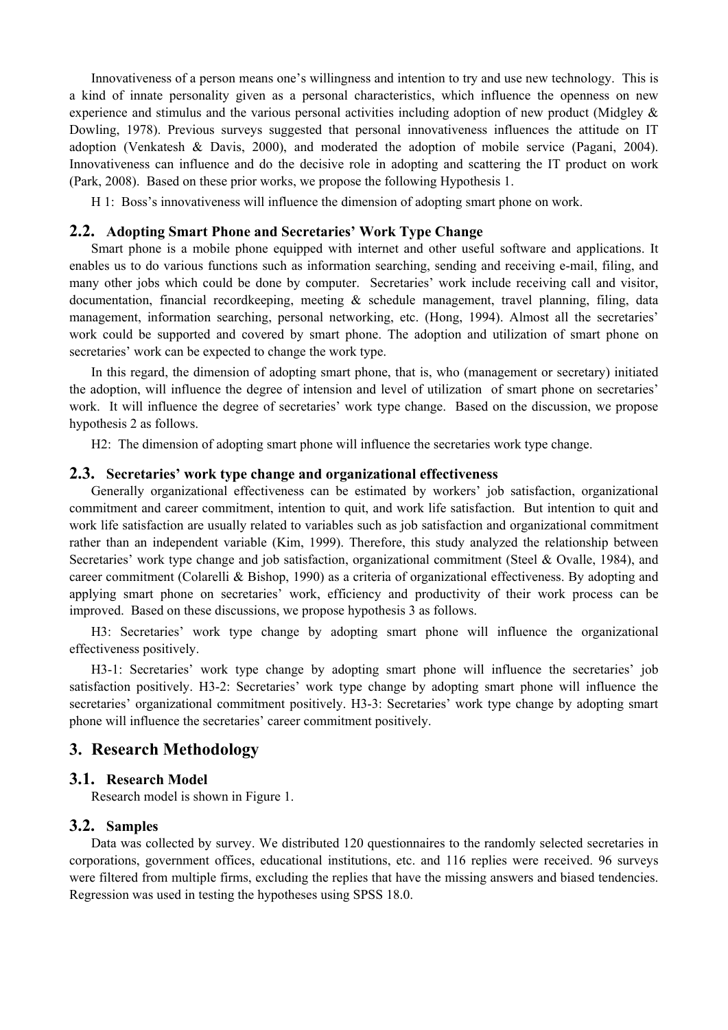Innovativeness of a person means one's willingness and intention to try and use new technology. This is a kind of innate personality given as a personal characteristics, which influence the openness on new experience and stimulus and the various personal activities including adoption of new product (Midgley & Dowling, 1978). Previous surveys suggested that personal innovativeness influences the attitude on IT adoption (Venkatesh & Davis, 2000), and moderated the adoption of mobile service (Pagani, 2004). Innovativeness can influence and do the decisive role in adopting and scattering the IT product on work (Park, 2008). Based on these prior works, we propose the following Hypothesis 1.

H 1: Boss's innovativeness will influence the dimension of adopting smart phone on work.

## 2.2. Adopting Smart Phone and Secretaries' Work Type Change

Smart phone is a mobile phone equipped with internet and other useful software and applications. It enables us to do various functions such as information searching, sending and receiving e-mail, filing, and many other jobs which could be done by computer. Secretaries' work include receiving call and visitor, documentation, financial recordkeeping, meeting & schedule management, travel planning, filing, data management, information searching, personal networking, etc. (Hong, 1994). Almost all the secretaries' work could be supported and covered by smart phone. The adoption and utilization of smart phone on secretaries' work can be expected to change the work type.

In this regard, the dimension of adopting smart phone, that is, who (management or secretary) initiated the adoption, will influence the degree of intension and level of utilization of smart phone on secretaries' work. It will influence the degree of secretaries' work type change. Based on the discussion, we propose hypothesis 2 as follows.

H2: The dimension of adopting smart phone will influence the secretaries work type change.

## 2.3. Secretaries' work type change and organizational effectiveness

Generally organizational effectiveness can be estimated by workers' job satisfaction, organizational commitment and career commitment, intention to quit, and work life satisfaction. But intention to quit and work life satisfaction are usually related to variables such as job satisfaction and organizational commitment rather than an independent variable (Kim, 1999). Therefore, this study analyzed the relationship between Secretaries' work type change and job satisfaction, organizational commitment (Steel & Ovalle, 1984), and career commitment (Colarelli & Bishop, 1990) as a criteria of organizational effectiveness. By adopting and applying smart phone on secretaries' work, efficiency and productivity of their work process can be improved. Based on these discussions, we propose hypothesis 3 as follows.

H3: Secretaries' work type change by adopting smart phone will influence the organizational effectiveness positively.

H3-1: Secretaries' work type change by adopting smart phone will influence the secretaries' job satisfaction positively. H3-2: Secretaries' work type change by adopting smart phone will influence the secretaries' organizational commitment positively. H3-3: Secretaries' work type change by adopting smart phone will influence the secretaries' career commitment positively.

# 3. Research Methodology

## 3.1. Research Model

Research model is shown in Figure 1.

## 3.2. Samples

Data was collected by survey. We distributed 120 questionnaires to the randomly selected secretaries in corporations, government offices, educational institutions, etc. and 116 replies were received. 96 surveys were filtered from multiple firms, excluding the replies that have the missing answers and biased tendencies. Regression was used in testing the hypotheses using SPSS 18.0.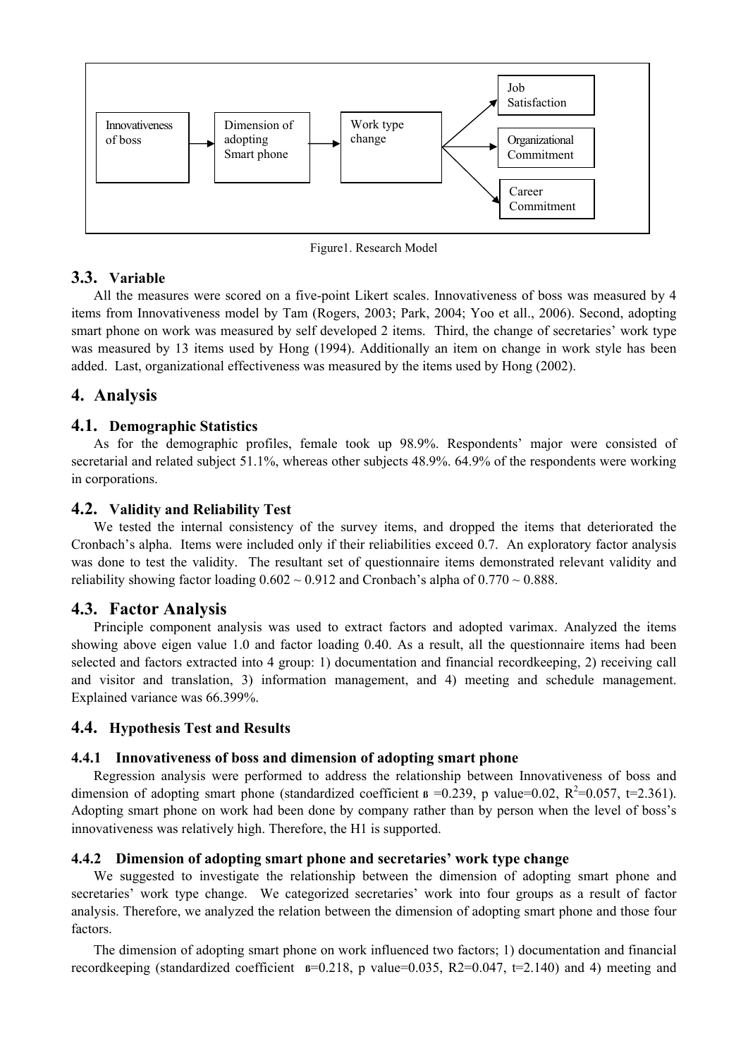Innovativeness of boss → Dimension of adopting Smart phone → Work type change → Job Satisfaction / Organizational Commitment / Career Commitment

Figure1. Research Model

## 3.3. Variable

All the measures were scored on a five-point Likert scales. Innovativeness of boss was measured by 4 items from Innovativeness model by Tam (Rogers, 2003; Park, 2004; Yoo et all., 2006). Second, adopting smart phone on work was measured by self developed 2 items. Third, the change of secretaries' work type was measured by 13 items used by Hong (1994). Additionally an item on change in work style has been added. Last, organizational effectiveness was measured by the items used by Hong (2002).

# 4. Analysis

## 4.1. Demographic Statistics

As for the demographic profiles, female took up 98.9%. Respondents' major were consisted of secretarial and related subject 51.1%, whereas other subjects 48.9%. 64.9% of the respondents were working in corporations.

## 4.2. Validity and Reliability Test

We tested the internal consistency of the survey items, and dropped the items that deteriorated the Cronbach's alpha. Items were included only if their reliabilities exceed 0.7. An exploratory factor analysis was done to test the validity. The resultant set of questionnaire items demonstrated relevant validity and reliability showing factor loading 0.602 ~ 0.912 and Cronbach's alpha of 0.770 ~ 0.888.

## 4.3. Factor Analysis

Principle component analysis was used to extract factors and adopted varimax. Analyzed the items showing above eigen value 1.0 and factor loading 0.40. As a result, all the questionnaire items had been selected and factors extracted into 4 group: 1) documentation and financial recordkeeping, 2) receiving call and visitor and translation, 3) information management, and 4) meeting and schedule management. Explained variance was 66.399%.

## 4.4. Hypothesis Test and Results

### 4.4.1 Innovativeness of boss and dimension of adopting smart phone

Regression analysis were performed to address the relationship between Innovativeness of boss and dimension of adopting smart phone (standardized coefficient $\beta$ =0.239, p value=0.02, $R^2$=0.057, t=2.361). Adopting smart phone on work had been done by company rather than by person when the level of boss's innovativeness was relatively high. Therefore, the H1 is supported.

### 4.4.2 Dimension of adopting smart phone and secretaries' work type change

We suggested to investigate the relationship between the dimension of adopting smart phone and secretaries' work type change. We categorized secretaries' work into four groups as a result of factor analysis. Therefore, we analyzed the relation between the dimension of adopting smart phone and those four factors.

The dimension of adopting smart phone on work influenced two factors; 1) documentation and financial recordkeeping (standardized coefficient $\beta$=0.218, p value=0.035, R2=0.047, t=2.140) and 4) meeting and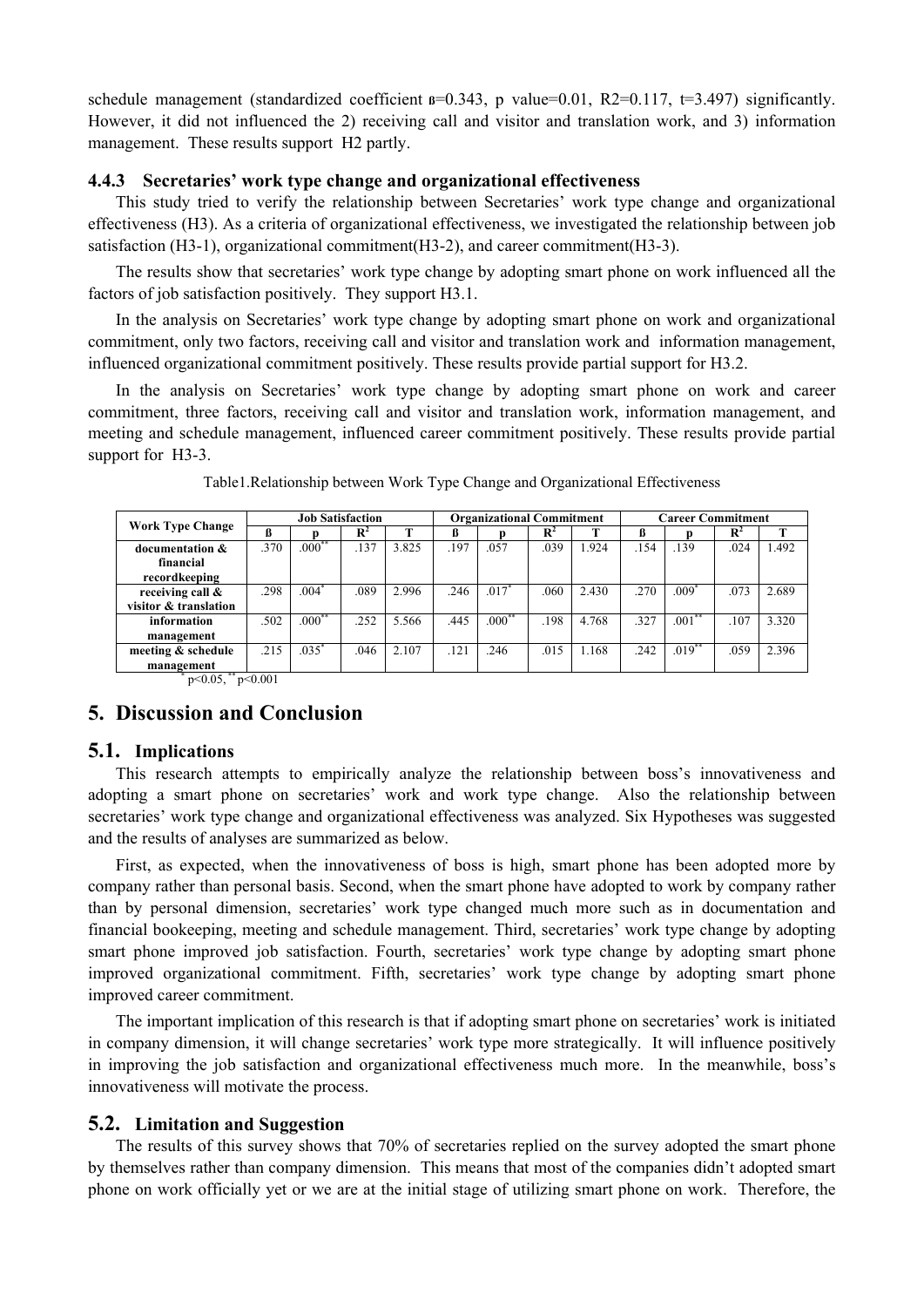schedule management (standardized coefficient ß=0.343, p value=0.01, R2=0.117, t=3.497) significantly. However, it did not influenced the 2) receiving call and visitor and translation work, and 3) information management. These results support H2 partly.

### 4.4.3 Secretaries' work type change and organizational effectiveness

This study tried to verify the relationship between Secretaries' work type change and organizational effectiveness (H3). As a criteria of organizational effectiveness, we investigated the relationship between job satisfaction (H3-1), organizational commitment(H3-2), and career commitment(H3-3).

The results show that secretaries' work type change by adopting smart phone on work influenced all the factors of job satisfaction positively. They support H3.1.

In the analysis on Secretaries' work type change by adopting smart phone on work and organizational commitment, only two factors, receiving call and visitor and translation work and information management, influenced organizational commitment positively. These results provide partial support for H3.2.

In the analysis on Secretaries' work type change by adopting smart phone on work and career commitment, three factors, receiving call and visitor and translation work, information management, and meeting and schedule management, influenced career commitment positively. These results provide partial support for H3-3.

Table1.Relationship between Work Type Change and Organizational Effectiveness

| Work Type Change | Job Satisfaction | | | | Organizational Commitment | | | | Career Commitment | | | |
|---|---|---|---|---|---|---|---|---|---|---|---|---|
| | ß | p | $R^2$ | T | ß | p | $R^2$ | T | ß | p | $R^2$ | T |
| documentation & financial recordkeeping | .370 | .000** | .137 | 3.825 | .197 | .057 | .039 | 1.924 | .154 | .139 | .024 | 1.492 |
| receiving call & visitor & translation | .298 | .004* | .089 | 2.996 | .246 | .017* | .060 | 2.430 | .270 | .009* | .073 | 2.689 |
| information management | .502 | .000** | .252 | 5.566 | .445 | .000** | .198 | 4.768 | .327 | .001** | .107 | 3.320 |
| meeting & schedule management | .215 | .035* | .046 | 2.107 | .121 | .246 | .015 | 1.168 | .242 | .019** | .059 | 2.396 |

* $p<0.05$, ** $p<0.001$

## 5. Discussion and Conclusion

### 5.1. Implications

This research attempts to empirically analyze the relationship between boss's innovativeness and adopting a smart phone on secretaries' work and work type change. Also the relationship between secretaries' work type change and organizational effectiveness was analyzed. Six Hypotheses was suggested and the results of analyses are summarized as below.

First, as expected, when the innovativeness of boss is high, smart phone has been adopted more by company rather than personal basis. Second, when the smart phone have adopted to work by company rather than by personal dimension, secretaries' work type changed much more such as in documentation and financial bookeeping, meeting and schedule management. Third, secretaries' work type change by adopting smart phone improved job satisfaction. Fourth, secretaries' work type change by adopting smart phone improved organizational commitment. Fifth, secretaries' work type change by adopting smart phone improved career commitment.

The important implication of this research is that if adopting smart phone on secretaries' work is initiated in company dimension, it will change secretaries' work type more strategically. It will influence positively in improving the job satisfaction and organizational effectiveness much more. In the meanwhile, boss's innovativeness will motivate the process.

### 5.2. Limitation and Suggestion

The results of this survey shows that 70% of secretaries replied on the survey adopted the smart phone by themselves rather than company dimension. This means that most of the companies didn't adopted smart phone on work officially yet or we are at the initial stage of utilizing smart phone on work. Therefore, the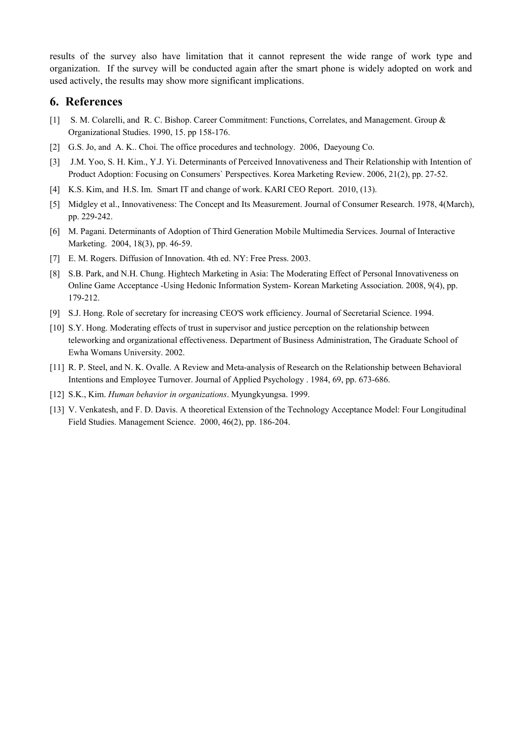results of the survey also have limitation that it cannot represent the wide range of work type and organization. If the survey will be conducted again after the smart phone is widely adopted on work and used actively, the results may show more significant implications.

## 6. References

[1] S. M. Colarelli, and R. C. Bishop. Career Commitment: Functions, Correlates, and Management. Group & Organizational Studies. 1990, 15. pp 158-176.

[2] G.S. Jo, and A. K.. Choi. The office procedures and technology. 2006, Daeyoung Co.

[3] J.M. Yoo, S. H. Kim., Y.J. Yi. Determinants of Perceived Innovativeness and Their Relationship with Intention of Product Adoption: Focusing on Consumers` Perspectives. Korea Marketing Review. 2006, 21(2), pp. 27-52.

[4] K.S. Kim, and H.S. Im. Smart IT and change of work. KARI CEO Report. 2010, (13).

[5] Midgley et al., Innovativeness: The Concept and Its Measurement. Journal of Consumer Research. 1978, 4(March), pp. 229-242.

[6] M. Pagani. Determinants of Adoption of Third Generation Mobile Multimedia Services. Journal of Interactive Marketing. 2004, 18(3), pp. 46-59.

[7] E. M. Rogers. Diffusion of Innovation. 4th ed. NY: Free Press. 2003.

[8] S.B. Park, and N.H. Chung. Hightech Marketing in Asia: The Moderating Effect of Personal Innovativeness on Online Game Acceptance -Using Hedonic Information System- Korean Marketing Association. 2008, 9(4), pp. 179-212.

[9] S.J. Hong. Role of secretary for increasing CEO'S work efficiency. Journal of Secretarial Science. 1994.

[10] S.Y. Hong. Moderating effects of trust in supervisor and justice perception on the relationship between teleworking and organizational effectiveness. Department of Business Administration, The Graduate School of Ewha Womans University. 2002.

[11] R. P. Steel, and N. K. Ovalle. A Review and Meta-analysis of Research on the Relationship between Behavioral Intentions and Employee Turnover. Journal of Applied Psychology . 1984, 69, pp. 673-686.

[12] S.K., Kim. *Human behavior in organizations*. Myungkyungsa. 1999.

[13] V. Venkatesh, and F. D. Davis. A theoretical Extension of the Technology Acceptance Model: Four Longitudinal Field Studies. Management Science. 2000, 46(2), pp. 186-204.